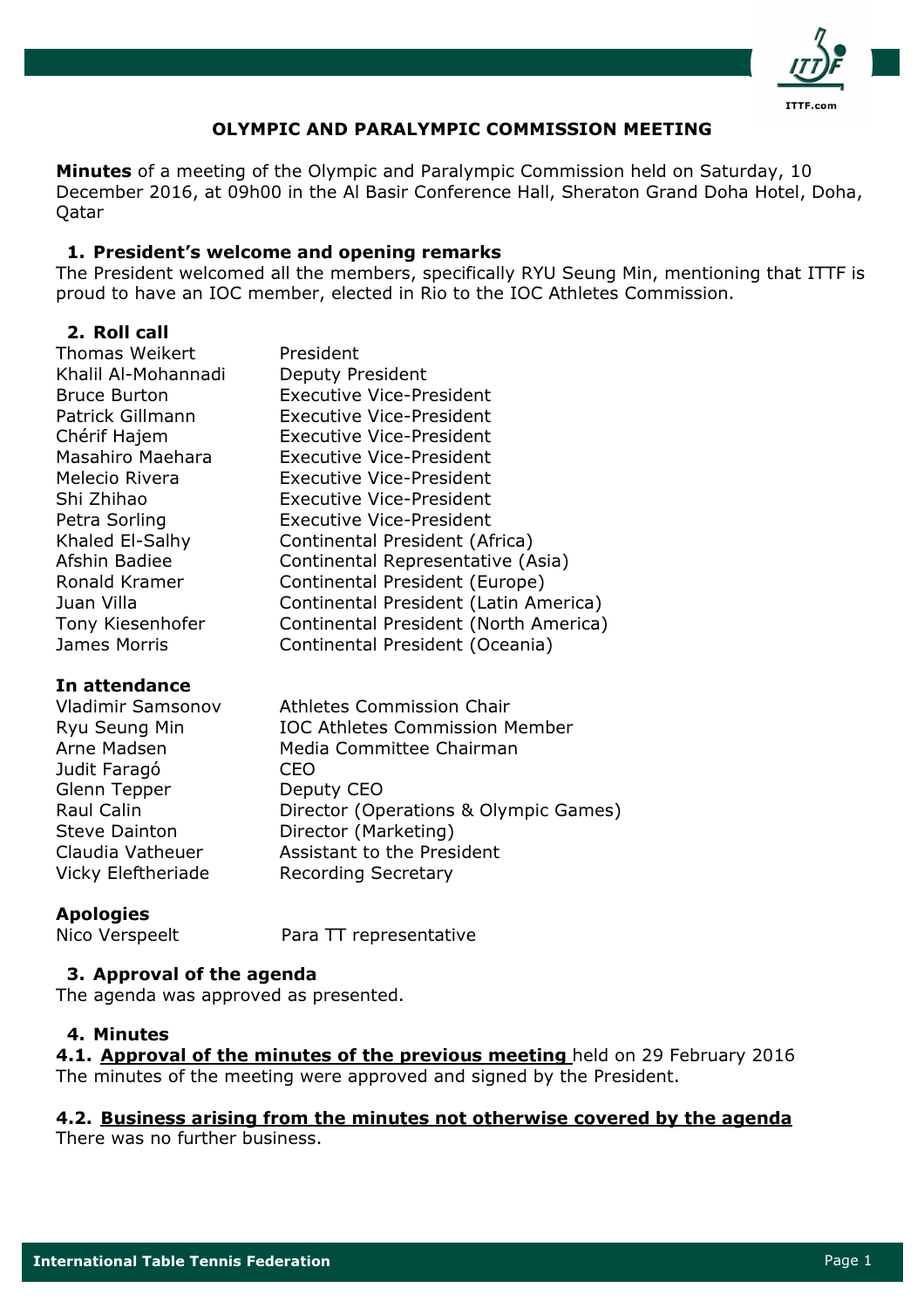# OLYMPIC AND PARALYMPIC COMMISSION MEETING

**Minutes** of a meeting of the Olympic and Paralympic Commission held on Saturday, 10 December 2016, at 09h00 in the Al Basir Conference Hall, Sheraton Grand Doha Hotel, Doha, Qatar

## 1. President's welcome and opening remarks

The President welcomed all the members, specifically RYU Seung Min, mentioning that ITTF is proud to have an IOC member, elected in Rio to the IOC Athletes Commission.

## 2. Roll call

| | |
|---|---|
| Thomas Weikert | President |
| Khalil Al-Mohannadi | Deputy President |
| Bruce Burton | Executive Vice-President |
| Patrick Gillmann | Executive Vice-President |
| Chérif Hajem | Executive Vice-President |
| Masahiro Maehara | Executive Vice-President |
| Melecio Rivera | Executive Vice-President |
| Shi Zhihao | Executive Vice-President |
| Petra Sorling | Executive Vice-President |
| Khaled El-Salhy | Continental President (Africa) |
| Afshin Badiee | Continental Representative (Asia) |
| Ronald Kramer | Continental President (Europe) |
| Juan Villa | Continental President (Latin America) |
| Tony Kiesenhofer | Continental President (North America) |
| James Morris | Continental President (Oceania) |

**In attendance**

| | |
|---|---|
| Vladimir Samsonov | Athletes Commission Chair |
| Ryu Seung Min | IOC Athletes Commission Member |
| Arne Madsen | Media Committee Chairman |
| Judit Faragó | CEO |
| Glenn Tepper | Deputy CEO |
| Raul Calin | Director (Operations & Olympic Games) |
| Steve Dainton | Director (Marketing) |
| Claudia Vatheuer | Assistant to the President |
| Vicky Eleftheriade | Recording Secretary |

**Apologies**

| | |
|---|---|
| Nico Verspeelt | Para TT representative |

## 3. Approval of the agenda

The agenda was approved as presented.

## 4. Minutes

**4.1. <u>Approval of the minutes of the previous meeting</u>** held on 29 February 2016

The minutes of the meeting were approved and signed by the President.

**4.2. <u>Business arising from the minutes not otherwise covered by the agenda</u>**

There was no further business.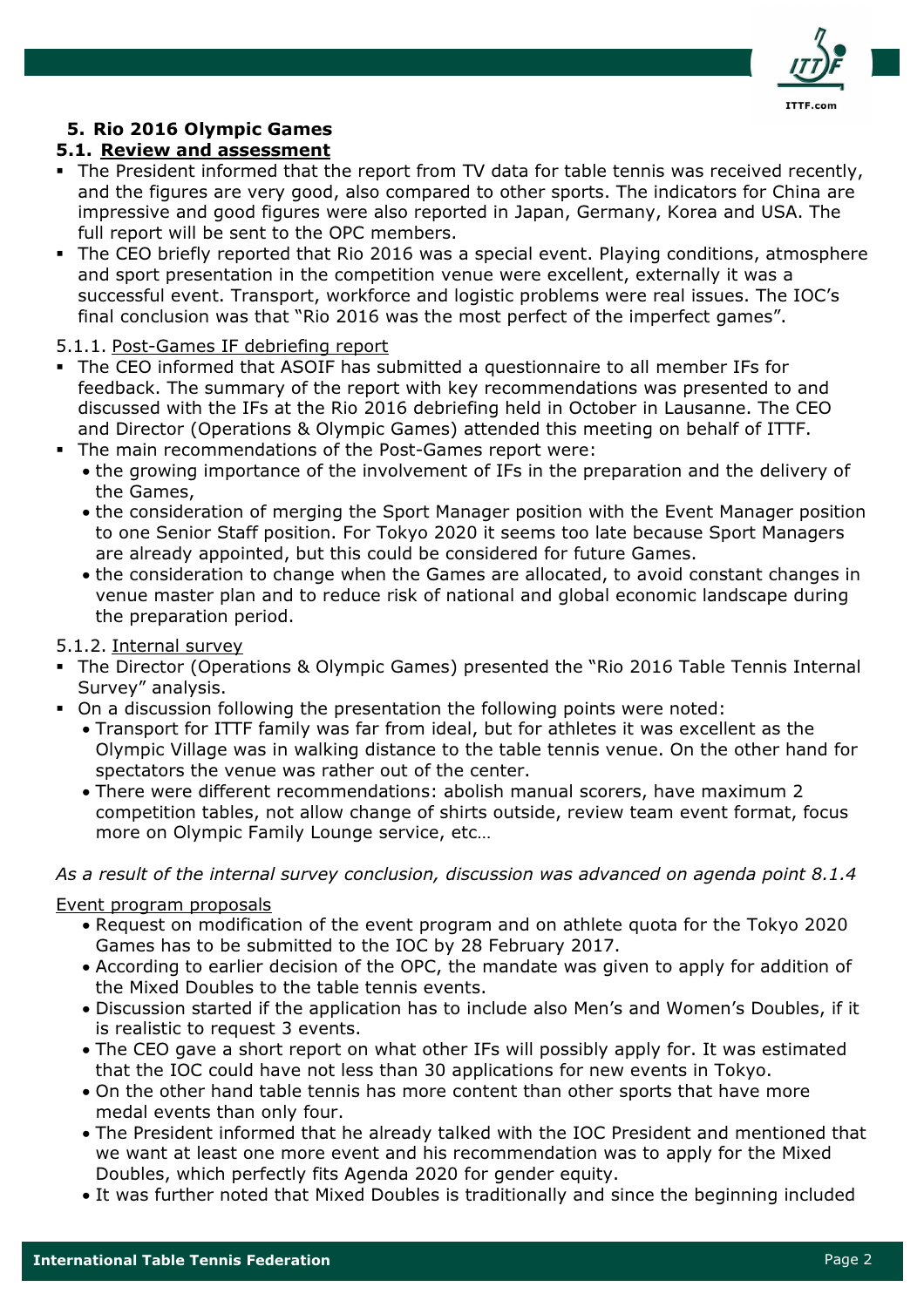## 5. Rio 2016 Olympic Games

### 5.1. Review and assessment

- The President informed that the report from TV data for table tennis was received recently, and the figures are very good, also compared to other sports. The indicators for China are impressive and good figures were also reported in Japan, Germany, Korea and USA. The full report will be sent to the OPC members.
- The CEO briefly reported that Rio 2016 was a special event. Playing conditions, atmosphere and sport presentation in the competition venue were excellent, externally it was a successful event. Transport, workforce and logistic problems were real issues. The IOC's final conclusion was that "Rio 2016 was the most perfect of the imperfect games".

#### 5.1.1. Post-Games IF debriefing report

- The CEO informed that ASOIF has submitted a questionnaire to all member IFs for feedback. The summary of the report with key recommendations was presented to and discussed with the IFs at the Rio 2016 debriefing held in October in Lausanne. The CEO and Director (Operations & Olympic Games) attended this meeting on behalf of ITTF.
- The main recommendations of the Post-Games report were:
  - the growing importance of the involvement of IFs in the preparation and the delivery of the Games,
  - the consideration of merging the Sport Manager position with the Event Manager position to one Senior Staff position. For Tokyo 2020 it seems too late because Sport Managers are already appointed, but this could be considered for future Games.
  - the consideration to change when the Games are allocated, to avoid constant changes in venue master plan and to reduce risk of national and global economic landscape during the preparation period.

#### 5.1.2. Internal survey

- The Director (Operations & Olympic Games) presented the "Rio 2016 Table Tennis Internal Survey" analysis.
- On a discussion following the presentation the following points were noted:
  - Transport for ITTF family was far from ideal, but for athletes it was excellent as the Olympic Village was in walking distance to the table tennis venue. On the other hand for spectators the venue was rather out of the center.
  - There were different recommendations: abolish manual scorers, have maximum 2 competition tables, not allow change of shirts outside, review team event format, focus more on Olympic Family Lounge service, etc…

*As a result of the internal survey conclusion, discussion was advanced on agenda point 8.1.4*

Event program proposals

- Request on modification of the event program and on athlete quota for the Tokyo 2020 Games has to be submitted to the IOC by 28 February 2017.
- According to earlier decision of the OPC, the mandate was given to apply for addition of the Mixed Doubles to the table tennis events.
- Discussion started if the application has to include also Men's and Women's Doubles, if it is realistic to request 3 events.
- The CEO gave a short report on what other IFs will possibly apply for. It was estimated that the IOC could have not less than 30 applications for new events in Tokyo.
- On the other hand table tennis has more content than other sports that have more medal events than only four.
- The President informed that he already talked with the IOC President and mentioned that we want at least one more event and his recommendation was to apply for the Mixed Doubles, which perfectly fits Agenda 2020 for gender equity.
- It was further noted that Mixed Doubles is traditionally and since the beginning included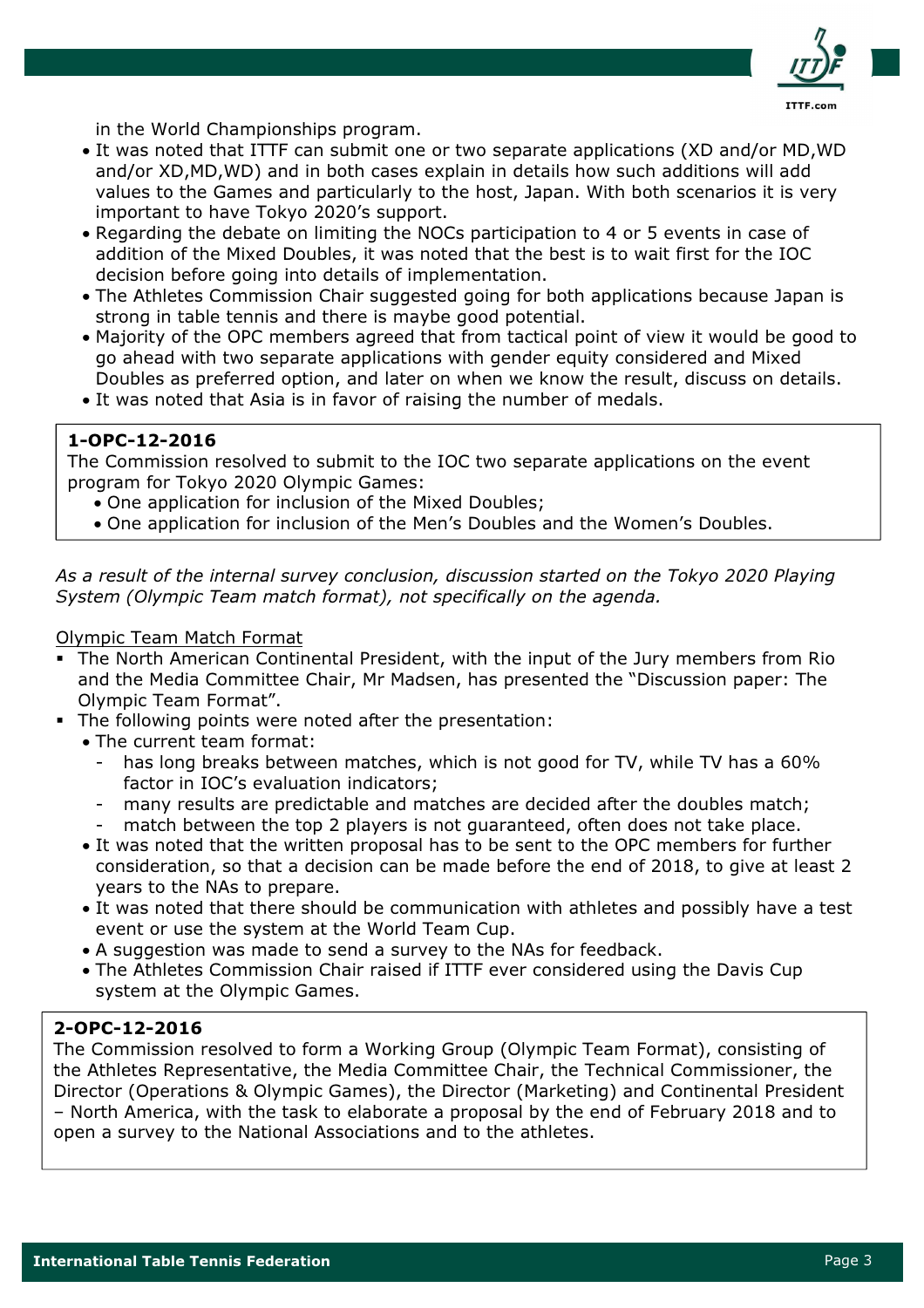in the World Championships program.

- It was noted that ITTF can submit one or two separate applications (XD and/or MD,WD and/or XD,MD,WD) and in both cases explain in details how such additions will add values to the Games and particularly to the host, Japan. With both scenarios it is very important to have Tokyo 2020's support.
- Regarding the debate on limiting the NOCs participation to 4 or 5 events in case of addition of the Mixed Doubles, it was noted that the best is to wait first for the IOC decision before going into details of implementation.
- The Athletes Commission Chair suggested going for both applications because Japan is strong in table tennis and there is maybe good potential.
- Majority of the OPC members agreed that from tactical point of view it would be good to go ahead with two separate applications with gender equity considered and Mixed Doubles as preferred option, and later on when we know the result, discuss on details.
- It was noted that Asia is in favor of raising the number of medals.

**1-OPC-12-2016**

The Commission resolved to submit to the IOC two separate applications on the event program for Tokyo 2020 Olympic Games:

- One application for inclusion of the Mixed Doubles;
- One application for inclusion of the Men's Doubles and the Women's Doubles.

*As a result of the internal survey conclusion, discussion started on the Tokyo 2020 Playing System (Olympic Team match format), not specifically on the agenda.*

Olympic Team Match Format

- The North American Continental President, with the input of the Jury members from Rio and the Media Committee Chair, Mr Madsen, has presented the "Discussion paper: The Olympic Team Format".
- The following points were noted after the presentation:
  - The current team format:
    - has long breaks between matches, which is not good for TV, while TV has a 60% factor in IOC's evaluation indicators;
    - many results are predictable and matches are decided after the doubles match;
    - match between the top 2 players is not guaranteed, often does not take place.
  - It was noted that the written proposal has to be sent to the OPC members for further consideration, so that a decision can be made before the end of 2018, to give at least 2 years to the NAs to prepare.
  - It was noted that there should be communication with athletes and possibly have a test event or use the system at the World Team Cup.
  - A suggestion was made to send a survey to the NAs for feedback.
  - The Athletes Commission Chair raised if ITTF ever considered using the Davis Cup system at the Olympic Games.

**2-OPC-12-2016**

The Commission resolved to form a Working Group (Olympic Team Format), consisting of the Athletes Representative, the Media Committee Chair, the Technical Commissioner, the Director (Operations & Olympic Games), the Director (Marketing) and Continental President – North America, with the task to elaborate a proposal by the end of February 2018 and to open a survey to the National Associations and to the athletes.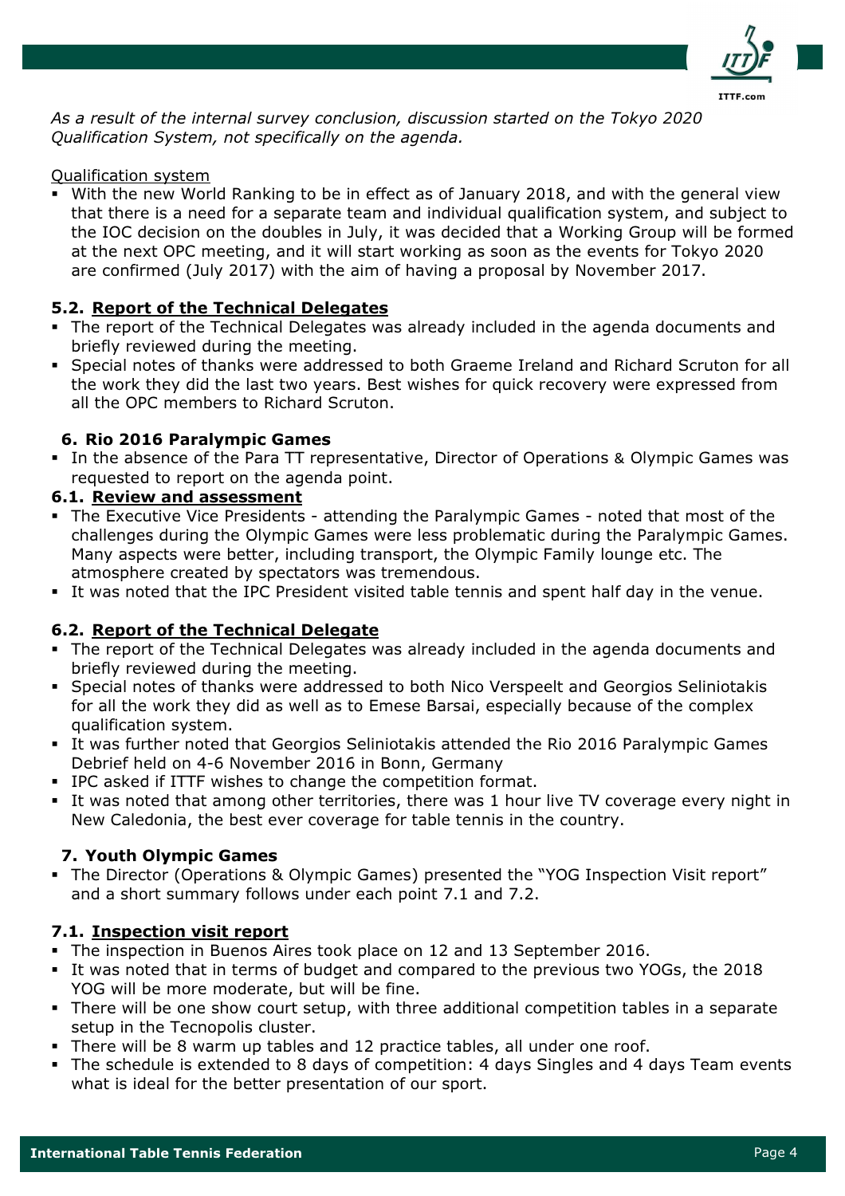*As a result of the internal survey conclusion, discussion started on the Tokyo 2020 Qualification System, not specifically on the agenda.*

Qualification system

- With the new World Ranking to be in effect as of January 2018, and with the general view that there is a need for a separate team and individual qualification system, and subject to the IOC decision on the doubles in July, it was decided that a Working Group will be formed at the next OPC meeting, and it will start working as soon as the events for Tokyo 2020 are confirmed (July 2017) with the aim of having a proposal by November 2017.

### 5.2. Report of the Technical Delegates

- The report of the Technical Delegates was already included in the agenda documents and briefly reviewed during the meeting.
- Special notes of thanks were addressed to both Graeme Ireland and Richard Scruton for all the work they did the last two years. Best wishes for quick recovery were expressed from all the OPC members to Richard Scruton.

## 6. Rio 2016 Paralympic Games

- In the absence of the Para TT representative, Director of Operations & Olympic Games was requested to report on the agenda point.

### 6.1. Review and assessment

- The Executive Vice Presidents - attending the Paralympic Games - noted that most of the challenges during the Olympic Games were less problematic during the Paralympic Games. Many aspects were better, including transport, the Olympic Family lounge etc. The atmosphere created by spectators was tremendous.
- It was noted that the IPC President visited table tennis and spent half day in the venue.

### 6.2. Report of the Technical Delegate

- The report of the Technical Delegates was already included in the agenda documents and briefly reviewed during the meeting.
- Special notes of thanks were addressed to both Nico Verspeelt and Georgios Seliniotakis for all the work they did as well as to Emese Barsai, especially because of the complex qualification system.
- It was further noted that Georgios Seliniotakis attended the Rio 2016 Paralympic Games Debrief held on 4-6 November 2016 in Bonn, Germany
- IPC asked if ITTF wishes to change the competition format.
- It was noted that among other territories, there was 1 hour live TV coverage every night in New Caledonia, the best ever coverage for table tennis in the country.

## 7. Youth Olympic Games

- The Director (Operations & Olympic Games) presented the "YOG Inspection Visit report" and a short summary follows under each point 7.1 and 7.2.

### 7.1. Inspection visit report

- The inspection in Buenos Aires took place on 12 and 13 September 2016.
- It was noted that in terms of budget and compared to the previous two YOGs, the 2018 YOG will be more moderate, but will be fine.
- There will be one show court setup, with three additional competition tables in a separate setup in the Tecnopolis cluster.
- There will be 8 warm up tables and 12 practice tables, all under one roof.
- The schedule is extended to 8 days of competition: 4 days Singles and 4 days Team events what is ideal for the better presentation of our sport.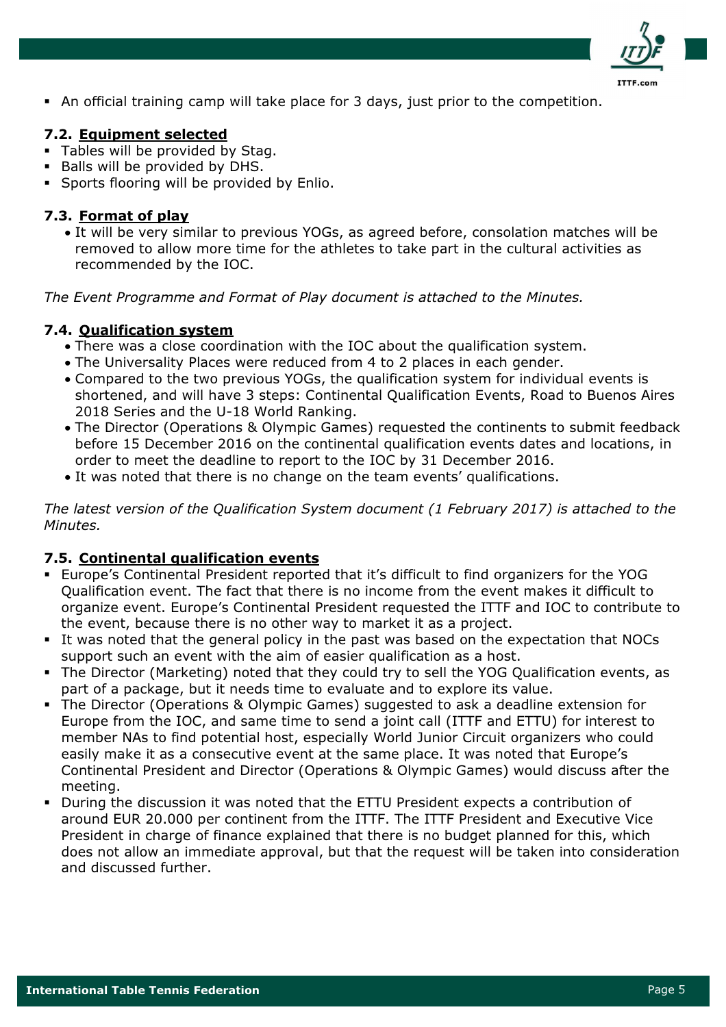- An official training camp will take place for 3 days, just prior to the competition.

### 7.2. Equipment selected

- Tables will be provided by Stag.
- Balls will be provided by DHS.
- Sports flooring will be provided by Enlio.

### 7.3. Format of play

- It will be very similar to previous YOGs, as agreed before, consolation matches will be removed to allow more time for the athletes to take part in the cultural activities as recommended by the IOC.

*The Event Programme and Format of Play document is attached to the Minutes.*

### 7.4. Qualification system

- There was a close coordination with the IOC about the qualification system.
- The Universality Places were reduced from 4 to 2 places in each gender.
- Compared to the two previous YOGs, the qualification system for individual events is shortened, and will have 3 steps: Continental Qualification Events, Road to Buenos Aires 2018 Series and the U-18 World Ranking.
- The Director (Operations & Olympic Games) requested the continents to submit feedback before 15 December 2016 on the continental qualification events dates and locations, in order to meet the deadline to report to the IOC by 31 December 2016.
- It was noted that there is no change on the team events' qualifications.

*The latest version of the Qualification System document (1 February 2017) is attached to the Minutes.*

### 7.5. Continental qualification events

- Europe's Continental President reported that it's difficult to find organizers for the YOG Qualification event. The fact that there is no income from the event makes it difficult to organize event. Europe's Continental President requested the ITTF and IOC to contribute to the event, because there is no other way to market it as a project.
- It was noted that the general policy in the past was based on the expectation that NOCs support such an event with the aim of easier qualification as a host.
- The Director (Marketing) noted that they could try to sell the YOG Qualification events, as part of a package, but it needs time to evaluate and to explore its value.
- The Director (Operations & Olympic Games) suggested to ask a deadline extension for Europe from the IOC, and same time to send a joint call (ITTF and ETTU) for interest to member NAs to find potential host, especially World Junior Circuit organizers who could easily make it as a consecutive event at the same place. It was noted that Europe's Continental President and Director (Operations & Olympic Games) would discuss after the meeting.
- During the discussion it was noted that the ETTU President expects a contribution of around EUR 20.000 per continent from the ITTF. The ITTF President and Executive Vice President in charge of finance explained that there is no budget planned for this, which does not allow an immediate approval, but that the request will be taken into consideration and discussed further.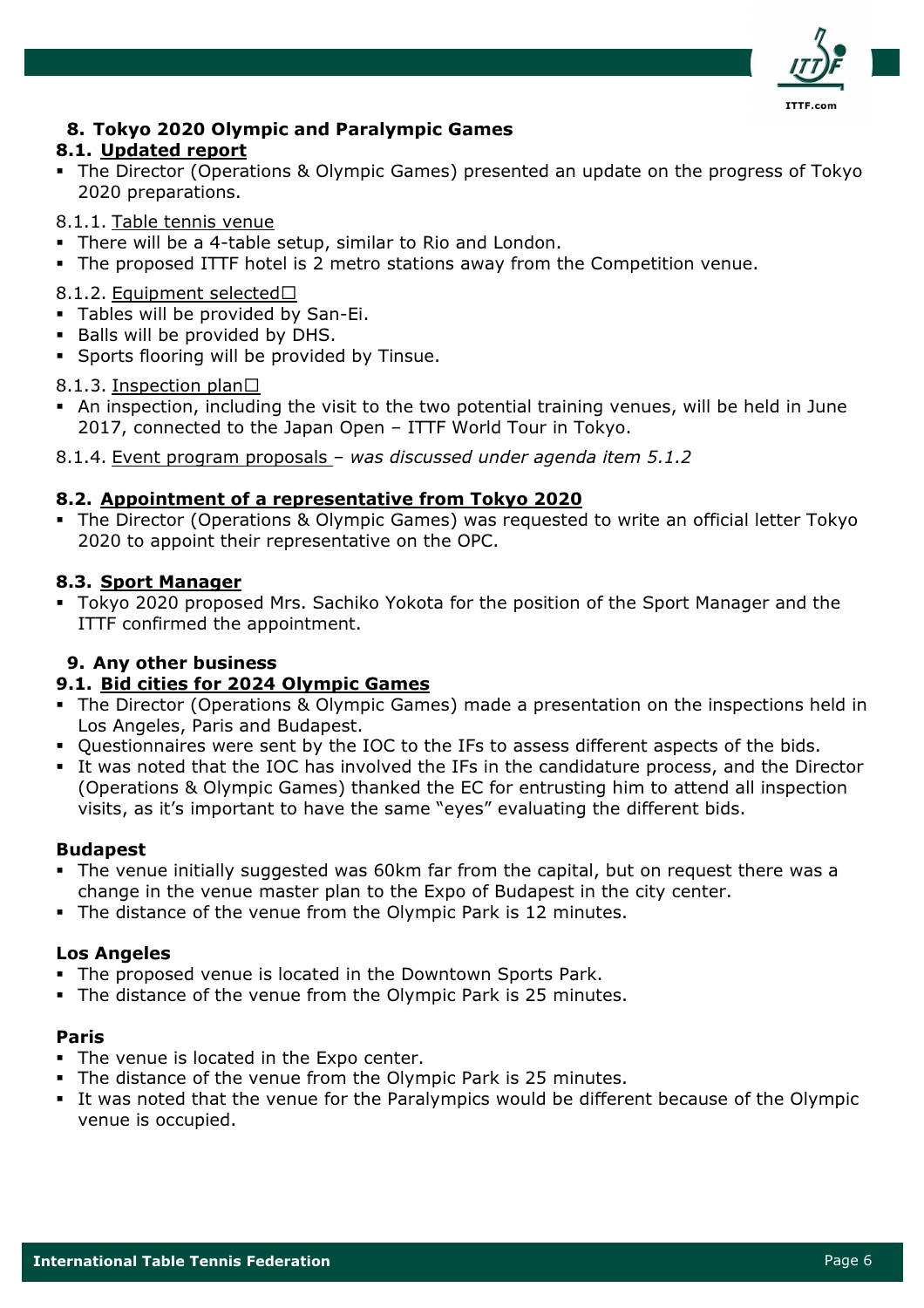## 8. Tokyo 2020 Olympic and Paralympic Games

### 8.1. Updated report

- The Director (Operations & Olympic Games) presented an update on the progress of Tokyo 2020 preparations.

8.1.1. Table tennis venue

- There will be a 4-table setup, similar to Rio and London.
- The proposed ITTF hotel is 2 metro stations away from the Competition venue.

8.1.2. Equipment selected☐

- Tables will be provided by San-Ei.
- Balls will be provided by DHS.
- Sports flooring will be provided by Tinsue.

8.1.3. Inspection plan☐

- An inspection, including the visit to the two potential training venues, will be held in June 2017, connected to the Japan Open – ITTF World Tour in Tokyo.

8.1.4. Event program proposals – *was discussed under agenda item 5.1.2*

### 8.2. Appointment of a representative from Tokyo 2020

- The Director (Operations & Olympic Games) was requested to write an official letter Tokyo 2020 to appoint their representative on the OPC.

### 8.3. Sport Manager

- Tokyo 2020 proposed Mrs. Sachiko Yokota for the position of the Sport Manager and the ITTF confirmed the appointment.

## 9. Any other business

### 9.1. Bid cities for 2024 Olympic Games

- The Director (Operations & Olympic Games) made a presentation on the inspections held in Los Angeles, Paris and Budapest.
- Questionnaires were sent by the IOC to the IFs to assess different aspects of the bids.
- It was noted that the IOC has involved the IFs in the candidature process, and the Director (Operations & Olympic Games) thanked the EC for entrusting him to attend all inspection visits, as it's important to have the same "eyes" evaluating the different bids.

**Budapest**

- The venue initially suggested was 60km far from the capital, but on request there was a change in the venue master plan to the Expo of Budapest in the city center.
- The distance of the venue from the Olympic Park is 12 minutes.

**Los Angeles**

- The proposed venue is located in the Downtown Sports Park.
- The distance of the venue from the Olympic Park is 25 minutes.

**Paris**

- The venue is located in the Expo center.
- The distance of the venue from the Olympic Park is 25 minutes.
- It was noted that the venue for the Paralympics would be different because of the Olympic venue is occupied.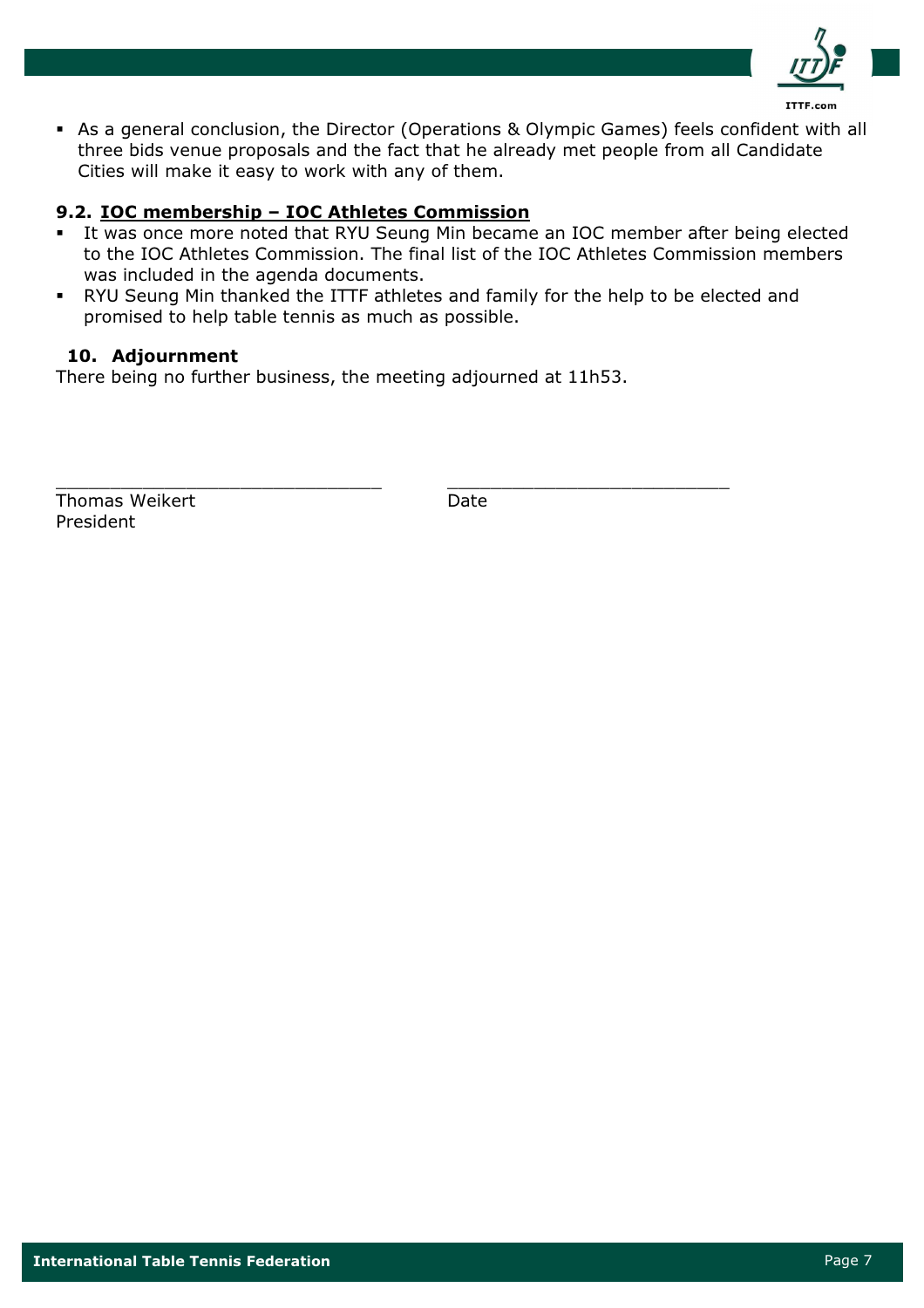- As a general conclusion, the Director (Operations & Olympic Games) feels confident with all three bids venue proposals and the fact that he already met people from all Candidate Cities will make it easy to work with any of them.

### 9.2. IOC membership – IOC Athletes Commission

- It was once more noted that RYU Seung Min became an IOC member after being elected to the IOC Athletes Commission. The final list of the IOC Athletes Commission members was included in the agenda documents.
- RYU Seung Min thanked the ITTF athletes and family for the help to be elected and promised to help table tennis as much as possible.

## 10. Adjournment

There being no further business, the meeting adjourned at 11h53.

\_\_\_\_\_\_\_\_\_\_\_\_\_\_\_\_\_\_\_\_\_\_\_\_\_\_\_\_\_\_ \_\_\_\_\_\_\_\_\_\_\_\_\_\_\_\_\_\_\_\_\_\_\_\_\_\_

Thomas Weikert Date

President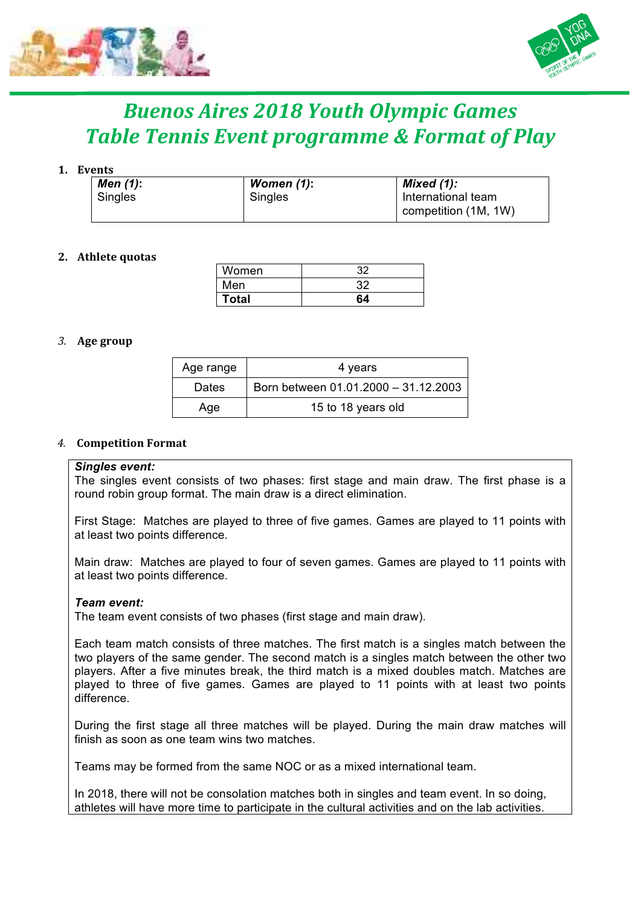# *Buenos Aires 2018 Youth Olympic Games*
# *Table Tennis Event programme & Format of Play*

## 1. Events

| ***Men (1)***: Singles | ***Women (1)***: Singles | ***Mixed (1):*** International team competition (1M, 1W) |
|---|---|---|

## 2. Athlete quotas

| Women | 32 |
|---|---|
| Men | 32 |
| **Total** | **64** |

## *3.* Age group

| Age range | 4 years |
|---|---|
| Dates | Born between 01.01.2000 – 31.12.2003 |
| Age | 15 to 18 years old |

## *4.* Competition Format

***Singles event:***

The singles event consists of two phases: first stage and main draw. The first phase is a round robin group format. The main draw is a direct elimination.

First Stage: Matches are played to three of five games. Games are played to 11 points with at least two points difference.

Main draw: Matches are played to four of seven games. Games are played to 11 points with at least two points difference.

***Team event:***

The team event consists of two phases (first stage and main draw).

Each team match consists of three matches. The first match is a singles match between the two players of the same gender. The second match is a singles match between the other two players. After a five minutes break, the third match is a mixed doubles match. Matches are played to three of five games. Games are played to 11 points with at least two points difference.

During the first stage all three matches will be played. During the main draw matches will finish as soon as one team wins two matches.

Teams may be formed from the same NOC or as a mixed international team.

In 2018, there will not be consolation matches both in singles and team event. In so doing, athletes will have more time to participate in the cultural activities and on the lab activities.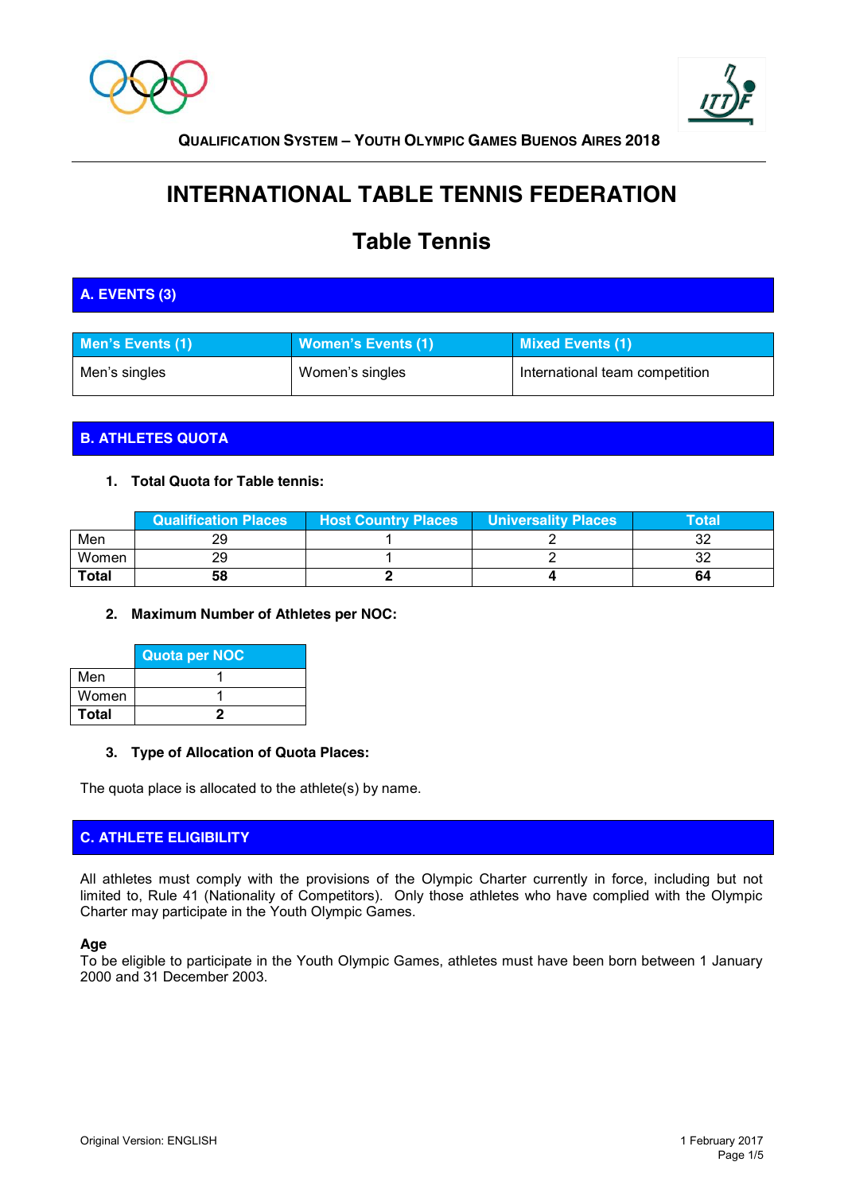**QUALIFICATION SYSTEM – YOUTH OLYMPIC GAMES BUENOS AIRES 2018**

# INTERNATIONAL TABLE TENNIS FEDERATION

## Table Tennis

## A. EVENTS (3)

| Men's Events (1) | Women's Events (1) | Mixed Events (1) |
|---|---|---|
| Men's singles | Women's singles | International team competition |

## B. ATHLETES QUOTA

### 1. Total Quota for Table tennis:

| | Qualification Places | Host Country Places | Universality Places | Total |
|---|---|---|---|---|
| Men | 29 | 1 | 2 | 32 |
| Women | 29 | 1 | 2 | 32 |
| **Total** | **58** | **2** | **4** | **64** |

### 2. Maximum Number of Athletes per NOC:

| | Quota per NOC |
|---|---|
| Men | 1 |
| Women | 1 |
| **Total** | **2** |

### 3. Type of Allocation of Quota Places:

The quota place is allocated to the athlete(s) by name.

## C. ATHLETE ELIGIBILITY

All athletes must comply with the provisions of the Olympic Charter currently in force, including but not limited to, Rule 41 (Nationality of Competitors). Only those athletes who have complied with the Olympic Charter may participate in the Youth Olympic Games.

**Age**
To be eligible to participate in the Youth Olympic Games, athletes must have been born between 1 January 2000 and 31 December 2003.

Original Version: ENGLISH

1 February 2017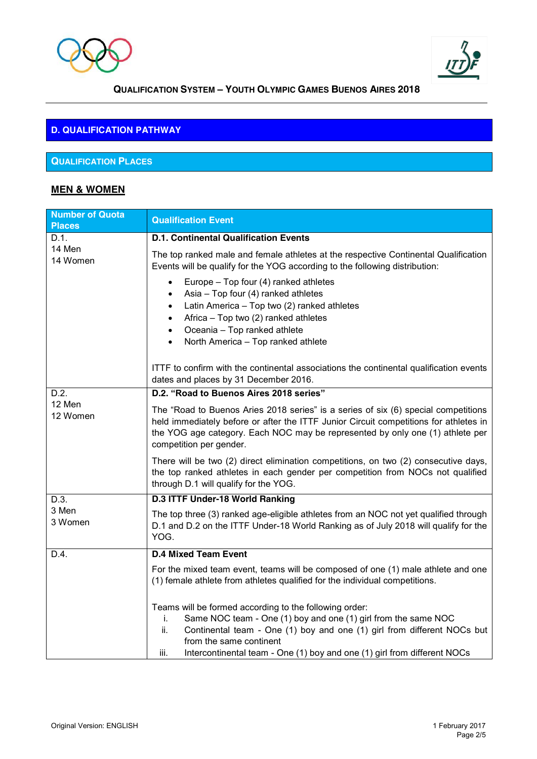## D. QUALIFICATION PATHWAY

### QUALIFICATION PLACES

**MEN & WOMEN**

| Number of Quota Places | Qualification Event |
|---|---|
| D.1.<br>14 Men<br>14 Women | **D.1. Continental Qualification Events**<br><br>The top ranked male and female athletes at the respective Continental Qualification Events will be qualify for the YOG according to the following distribution:<br><br>• Europe – Top four (4) ranked athletes<br>• Asia – Top four (4) ranked athletes<br>• Latin America – Top two (2) ranked athletes<br>• Africa – Top two (2) ranked athletes<br>• Oceania – Top ranked athlete<br>• North America – Top ranked athlete<br><br>ITTF to confirm with the continental associations the continental qualification events dates and places by 31 December 2016. |
| D.2.<br>12 Men<br>12 Women | **D.2. "Road to Buenos Aires 2018 series"**<br><br>The "Road to Buenos Aries 2018 series" is a series of six (6) special competitions held immediately before or after the ITTF Junior Circuit competitions for athletes in the YOG age category. Each NOC may be represented by only one (1) athlete per competition per gender.<br><br>There will be two (2) direct elimination competitions, on two (2) consecutive days, the top ranked athletes in each gender per competition from NOCs not qualified through D.1 will qualify for the YOG. |
| D.3.<br>3 Men<br>3 Women | **D.3 ITTF Under-18 World Ranking**<br><br>The top three (3) ranked age-eligible athletes from an NOC not yet qualified through D.1 and D.2 on the ITTF Under-18 World Ranking as of July 2018 will qualify for the YOG. |
| D.4. | **D.4 Mixed Team Event**<br><br>For the mixed team event, teams will be composed of one (1) male athlete and one (1) female athlete from athletes qualified for the individual competitions.<br><br>Teams will be formed according to the following order:<br>i. Same NOC team - One (1) boy and one (1) girl from the same NOC<br>ii. Continental team - One (1) boy and one (1) girl from different NOCs but from the same continent<br>iii. Intercontinental team - One (1) boy and one (1) girl from different NOCs |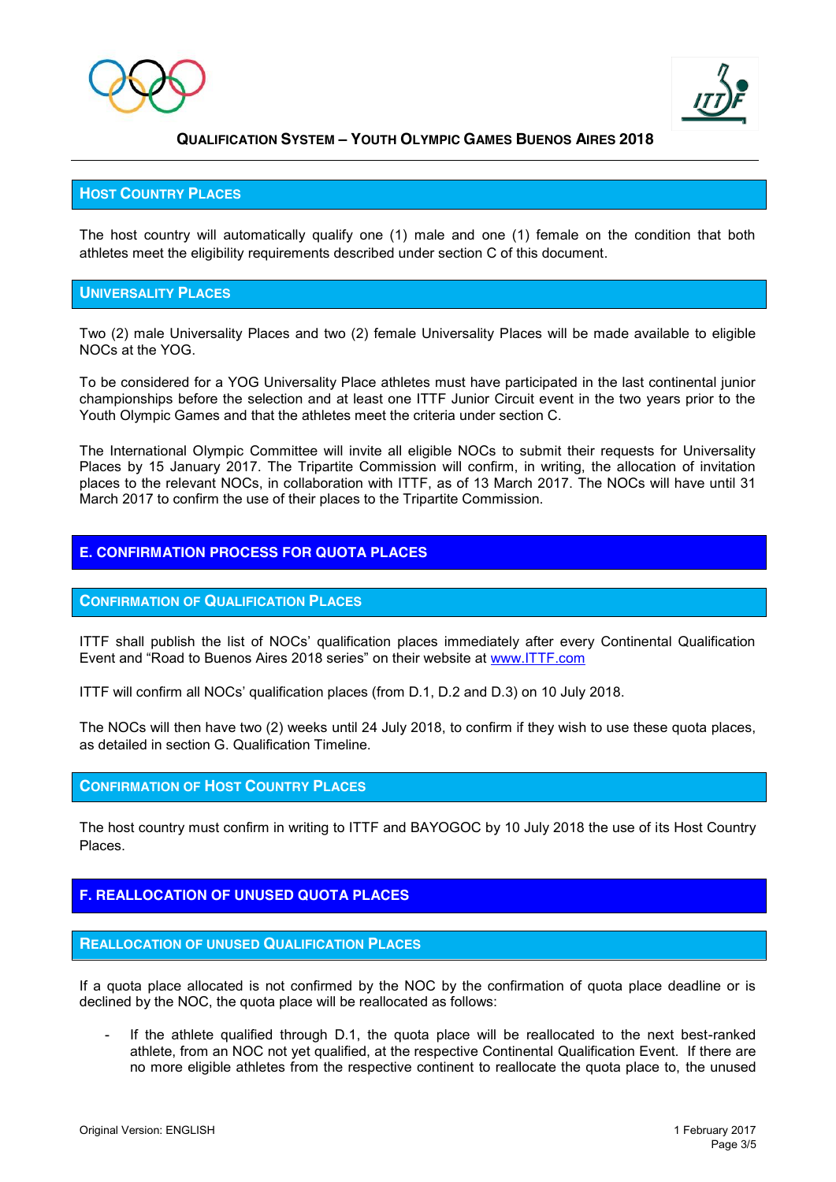## Host Country Places

The host country will automatically qualify one (1) male and one (1) female on the condition that both athletes meet the eligibility requirements described under section C of this document.

## Universality Places

Two (2) male Universality Places and two (2) female Universality Places will be made available to eligible NOCs at the YOG.

To be considered for a YOG Universality Place athletes must have participated in the last continental junior championships before the selection and at least one ITTF Junior Circuit event in the two years prior to the Youth Olympic Games and that the athletes meet the criteria under section C.

The International Olympic Committee will invite all eligible NOCs to submit their requests for Universality Places by 15 January 2017. The Tripartite Commission will confirm, in writing, the allocation of invitation places to the relevant NOCs, in collaboration with ITTF, as of 13 March 2017. The NOCs will have until 31 March 2017 to confirm the use of their places to the Tripartite Commission.

# E. CONFIRMATION PROCESS FOR QUOTA PLACES

## Confirmation of Qualification Places

ITTF shall publish the list of NOCs' qualification places immediately after every Continental Qualification Event and "Road to Buenos Aires 2018 series" on their website at www.ITTF.com

ITTF will confirm all NOCs' qualification places (from D.1, D.2 and D.3) on 10 July 2018.

The NOCs will then have two (2) weeks until 24 July 2018, to confirm if they wish to use these quota places, as detailed in section G. Qualification Timeline.

## Confirmation of Host Country Places

The host country must confirm in writing to ITTF and BAYOGOC by 10 July 2018 the use of its Host Country Places.

# F. REALLOCATION OF UNUSED QUOTA PLACES

## Reallocation of Unused Qualification Places

If a quota place allocated is not confirmed by the NOC by the confirmation of quota place deadline or is declined by the NOC, the quota place will be reallocated as follows:

- If the athlete qualified through D.1, the quota place will be reallocated to the next best-ranked athlete, from an NOC not yet qualified, at the respective Continental Qualification Event. If there are no more eligible athletes from the respective continent to reallocate the quota place to, the unused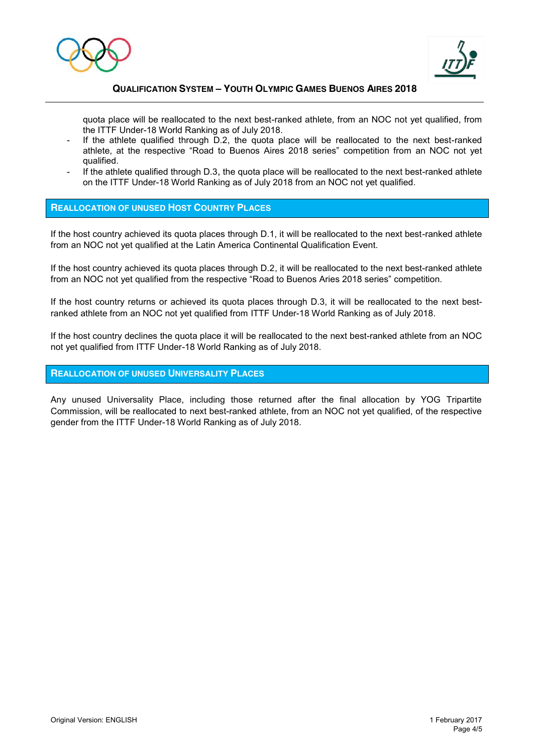quota place will be reallocated to the next best-ranked athlete, from an NOC not yet qualified, from the ITTF Under-18 World Ranking as of July 2018.

- If the athlete qualified through D.2, the quota place will be reallocated to the next best-ranked athlete, at the respective "Road to Buenos Aires 2018 series" competition from an NOC not yet qualified.
- If the athlete qualified through D.3, the quota place will be reallocated to the next best-ranked athlete on the ITTF Under-18 World Ranking as of July 2018 from an NOC not yet qualified.

## REALLOCATION OF UNUSED HOST COUNTRY PLACES

If the host country achieved its quota places through D.1, it will be reallocated to the next best-ranked athlete from an NOC not yet qualified at the Latin America Continental Qualification Event.

If the host country achieved its quota places through D.2, it will be reallocated to the next best-ranked athlete from an NOC not yet qualified from the respective "Road to Buenos Aries 2018 series" competition.

If the host country returns or achieved its quota places through D.3, it will be reallocated to the next best-ranked athlete from an NOC not yet qualified from ITTF Under-18 World Ranking as of July 2018.

If the host country declines the quota place it will be reallocated to the next best-ranked athlete from an NOC not yet qualified from ITTF Under-18 World Ranking as of July 2018.

## REALLOCATION OF UNUSED UNIVERSALITY PLACES

Any unused Universality Place, including those returned after the final allocation by YOG Tripartite Commission, will be reallocated to next best-ranked athlete, from an NOC not yet qualified, of the respective gender from the ITTF Under-18 World Ranking as of July 2018.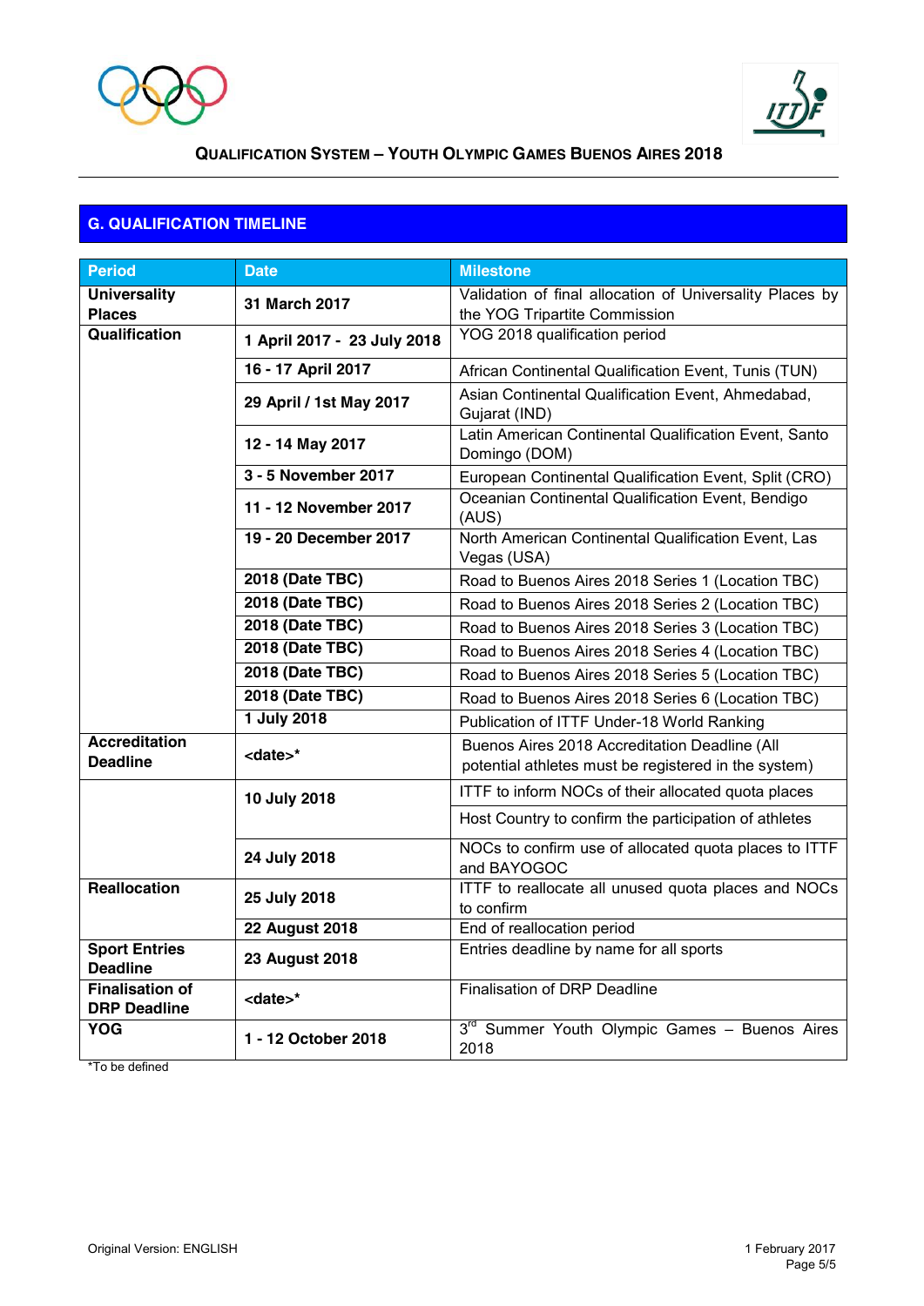## G. QUALIFICATION TIMELINE

| Period | Date | Milestone |
| --- | --- | --- |
| **Universality Places** | **31 March 2017** | Validation of final allocation of Universality Places by the YOG Tripartite Commission |
| **Qualification** | **1 April 2017 - 23 July 2018** | YOG 2018 qualification period |
| | **16 - 17 April 2017** | African Continental Qualification Event, Tunis (TUN) |
| | **29 April / 1st May 2017** | Asian Continental Qualification Event, Ahmedabad, Gujarat (IND) |
| | **12 - 14 May 2017** | Latin American Continental Qualification Event, Santo Domingo (DOM) |
| | **3 - 5 November 2017** | European Continental Qualification Event, Split (CRO) |
| | **11 - 12 November 2017** | Oceanian Continental Qualification Event, Bendigo (AUS) |
| | **19 - 20 December 2017** | North American Continental Qualification Event, Las Vegas (USA) |
| | **2018 (Date TBC)** | Road to Buenos Aires 2018 Series 1 (Location TBC) |
| | **2018 (Date TBC)** | Road to Buenos Aires 2018 Series 2 (Location TBC) |
| | **2018 (Date TBC)** | Road to Buenos Aires 2018 Series 3 (Location TBC) |
| | **2018 (Date TBC)** | Road to Buenos Aires 2018 Series 4 (Location TBC) |
| | **2018 (Date TBC)** | Road to Buenos Aires 2018 Series 5 (Location TBC) |
| | **2018 (Date TBC)** | Road to Buenos Aires 2018 Series 6 (Location TBC) |
| | **1 July 2018** | Publication of ITTF Under-18 World Ranking |
| **Accreditation Deadline** | **<date>*** | Buenos Aires 2018 Accreditation Deadline (All potential athletes must be registered in the system) |
| | **10 July 2018** | ITTF to inform NOCs of their allocated quota places |
| | | Host Country to confirm the participation of athletes |
| | **24 July 2018** | NOCs to confirm use of allocated quota places to ITTF and BAYOGOC |
| **Reallocation** | **25 July 2018** | ITTF to reallocate all unused quota places and NOCs to confirm |
| | **22 August 2018** | End of reallocation period |
| **Sport Entries Deadline** | **23 August 2018** | Entries deadline by name for all sports |
| **Finalisation of DRP Deadline** | **<date>*** | Finalisation of DRP Deadline |
| **YOG** | **1 - 12 October 2018** | 3rd Summer Youth Olympic Games – Buenos Aires 2018 |

*To be defined

Original Version: ENGLISH

1 February 2017